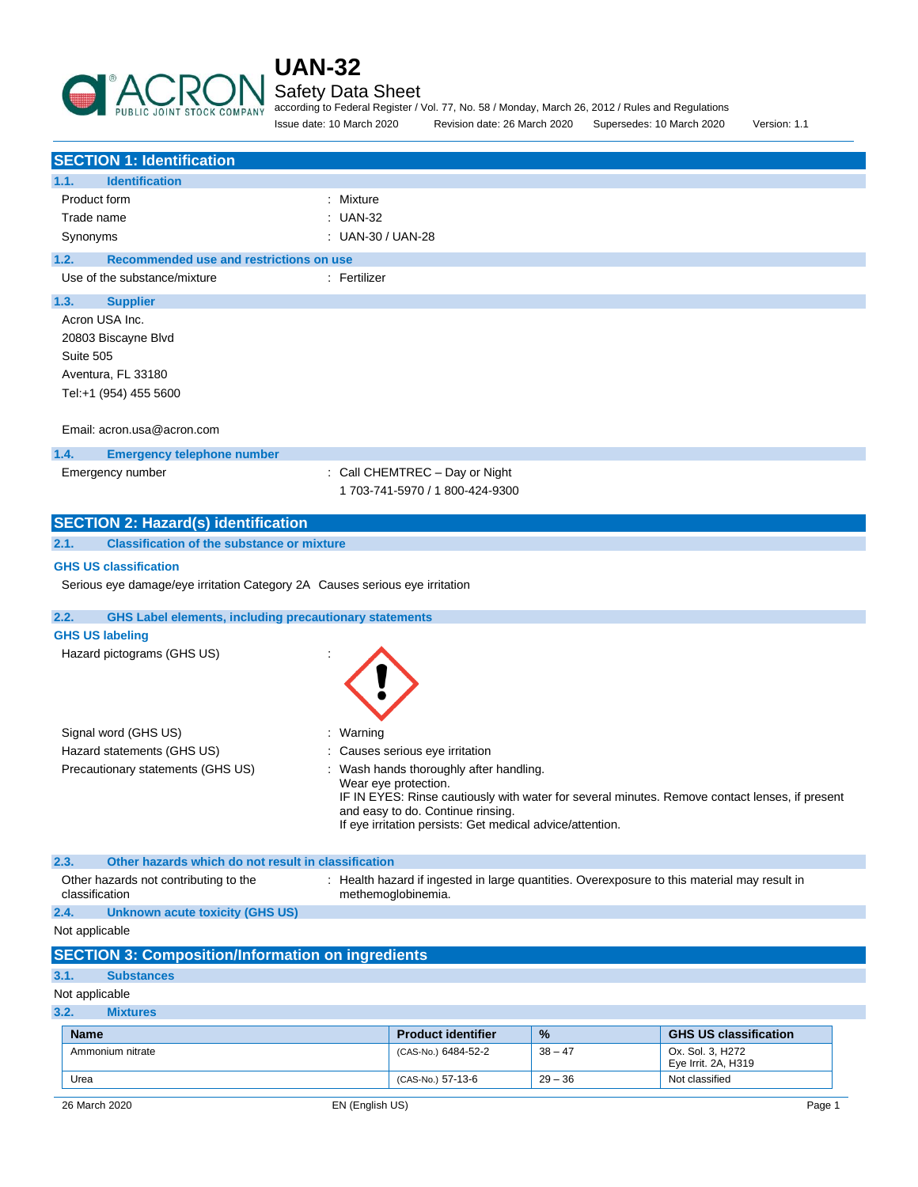# UAN-32

## Safety Data Sheet

according to Federal Register / Vol. 77, No. 58 / Monday, March 26, 2012 / Rules and Regulations

Issue date: 10 March 2020 Revision date: 26 March 2020 Supersedes: 10 March 2020 Version: 1.1

## SECTION 1: Identification

### 1.1. Identification

| | | |
|---|---|---|
| Product form | : | Mixture |
| Trade name | : | UAN-32 |
| Synonyms | : | UAN-30 / UAN-28 |

### 1.2. Recommended use and restrictions on use

| | | |
|---|---|---|
| Use of the substance/mixture | : | Fertilizer |

### 1.3. Supplier

Acron USA Inc.
20803 Biscayne Blvd
Suite 505
Aventura, FL 33180
Tel:+1 (954) 455 5600

Email: acron.usa@acron.com

### 1.4. Emergency telephone number

| | | |
|---|---|---|
| Emergency number | : | Call CHEMTREC – Day or Night<br>1 703-741-5970 / 1 800-424-9300 |

## SECTION 2: Hazard(s) identification

### 2.1. Classification of the substance or mixture

**GHS US classification**

Serious eye damage/eye irritation Category 2A Causes serious eye irritation

### 2.2. GHS Label elements, including precautionary statements

**GHS US labeling**

Hazard pictograms (GHS US) :

Signal word (GHS US) : Warning

Hazard statements (GHS US) : Causes serious eye irritation

Precautionary statements (GHS US) : Wash hands thoroughly after handling.
Wear eye protection.
IF IN EYES: Rinse cautiously with water for several minutes. Remove contact lenses, if present and easy to do. Continue rinsing.
If eye irritation persists: Get medical advice/attention.

### 2.3. Other hazards which do not result in classification

Other hazards not contributing to the classification : Health hazard if ingested in large quantities. Overexposure to this material may result in methemoglobinemia.

### 2.4. Unknown acute toxicity (GHS US)

Not applicable

## SECTION 3: Composition/Information on ingredients

### 3.1. Substances

Not applicable

### 3.2. Mixtures

| Name | Product identifier | % | GHS US classification |
|---|---|---|---|
| Ammonium nitrate | (CAS-No.) 6484-52-2 | 38 – 47 | Ox. Sol. 3, H272<br>Eye Irrit. 2A, H319 |
| Urea | (CAS-No.) 57-13-6 | 29 – 36 | Not classified |

26 March 2020 EN (English US)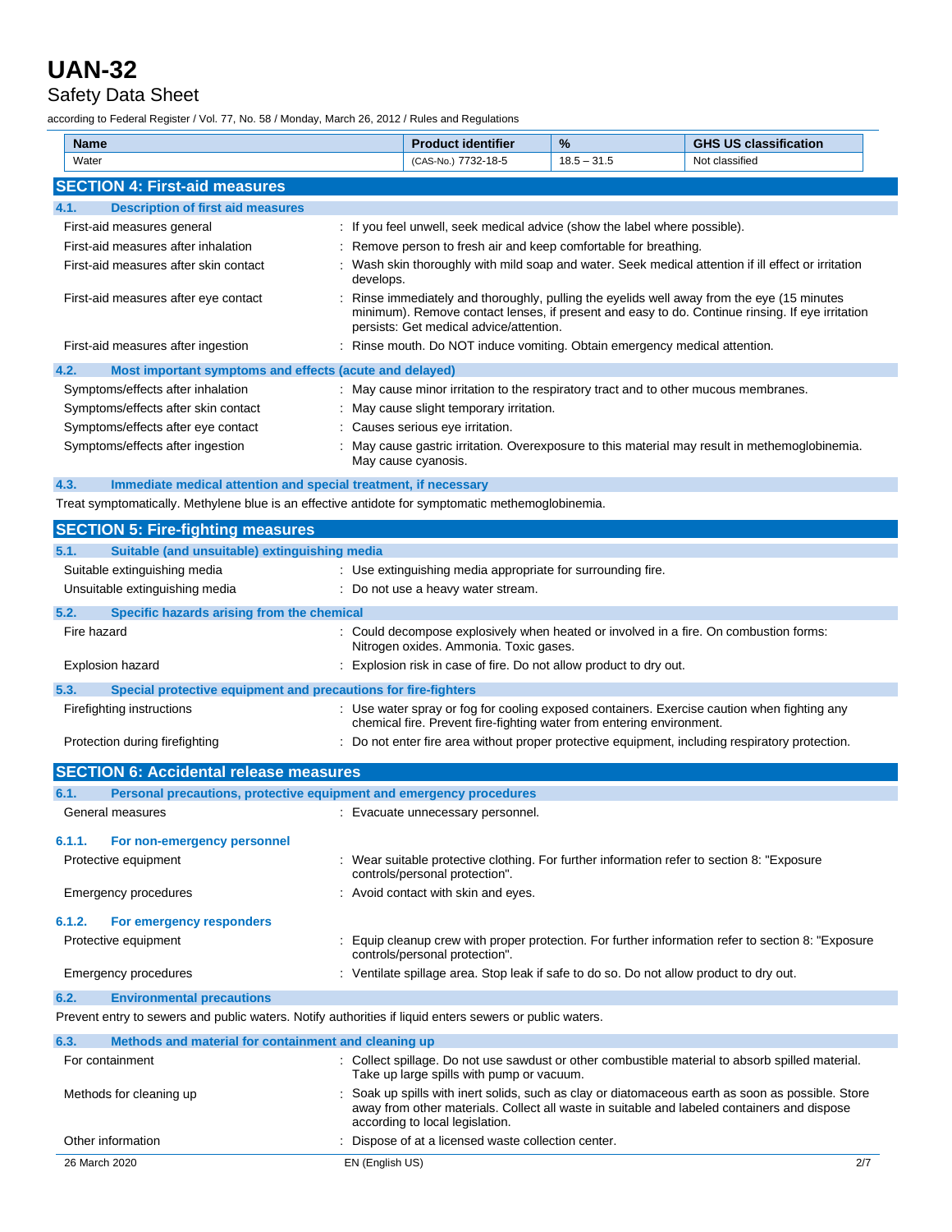| Name | Product identifier | % | GHS US classification |
|---|---|---|---|
| Water | (CAS-No.) 7732-18-5 | 18.5 – 31.5 | Not classified |

## SECTION 4: First-aid measures

### 4.1. Description of first aid measures

| | |
|---|---|
| First-aid measures general | : If you feel unwell, seek medical advice (show the label where possible). |
| First-aid measures after inhalation | : Remove person to fresh air and keep comfortable for breathing. |
| First-aid measures after skin contact | : Wash skin thoroughly with mild soap and water. Seek medical attention if ill effect or irritation develops. |
| First-aid measures after eye contact | : Rinse immediately and thoroughly, pulling the eyelids well away from the eye (15 minutes minimum). Remove contact lenses, if present and easy to do. Continue rinsing. If eye irritation persists: Get medical advice/attention. |
| First-aid measures after ingestion | : Rinse mouth. Do NOT induce vomiting. Obtain emergency medical attention. |

### 4.2. Most important symptoms and effects (acute and delayed)

| | |
|---|---|
| Symptoms/effects after inhalation | : May cause minor irritation to the respiratory tract and to other mucous membranes. |
| Symptoms/effects after skin contact | : May cause slight temporary irritation. |
| Symptoms/effects after eye contact | : Causes serious eye irritation. |
| Symptoms/effects after ingestion | : May cause gastric irritation. Overexposure to this material may result in methemoglobinemia. May cause cyanosis. |

### 4.3. Immediate medical attention and special treatment, if necessary

Treat symptomatically. Methylene blue is an effective antidote for symptomatic methemoglobinemia.

## SECTION 5: Fire-fighting measures

### 5.1. Suitable (and unsuitable) extinguishing media

| | |
|---|---|
| Suitable extinguishing media | : Use extinguishing media appropriate for surrounding fire. |
| Unsuitable extinguishing media | : Do not use a heavy water stream. |

### 5.2. Specific hazards arising from the chemical

| | |
|---|---|
| Fire hazard | : Could decompose explosively when heated or involved in a fire. On combustion forms: Nitrogen oxides. Ammonia. Toxic gases. |
| Explosion hazard | : Explosion risk in case of fire. Do not allow product to dry out. |

### 5.3. Special protective equipment and precautions for fire-fighters

| | |
|---|---|
| Firefighting instructions | : Use water spray or fog for cooling exposed containers. Exercise caution when fighting any chemical fire. Prevent fire-fighting water from entering environment. |
| Protection during firefighting | : Do not enter fire area without proper protective equipment, including respiratory protection. |

## SECTION 6: Accidental release measures

### 6.1. Personal precautions, protective equipment and emergency procedures

| | |
|---|---|
| General measures | : Evacuate unnecessary personnel. |

#### 6.1.1. For non-emergency personnel

| | |
|---|---|
| Protective equipment | : Wear suitable protective clothing. For further information refer to section 8: "Exposure controls/personal protection". |
| Emergency procedures | : Avoid contact with skin and eyes. |

#### 6.1.2. For emergency responders

| | |
|---|---|
| Protective equipment | : Equip cleanup crew with proper protection. For further information refer to section 8: "Exposure controls/personal protection". |
| Emergency procedures | : Ventilate spillage area. Stop leak if safe to do so. Do not allow product to dry out. |

### 6.2. Environmental precautions

Prevent entry to sewers and public waters. Notify authorities if liquid enters sewers or public waters.

### 6.3. Methods and material for containment and cleaning up

| | |
|---|---|
| For containment | : Collect spillage. Do not use sawdust or other combustible material to absorb spilled material. Take up large spills with pump or vacuum. |
| Methods for cleaning up | : Soak up spills with inert solids, such as clay or diatomaceous earth as soon as possible. Store away from other materials. Collect all waste in suitable and labeled containers and dispose according to local legislation. |
| Other information | : Dispose of at a licensed waste collection center. |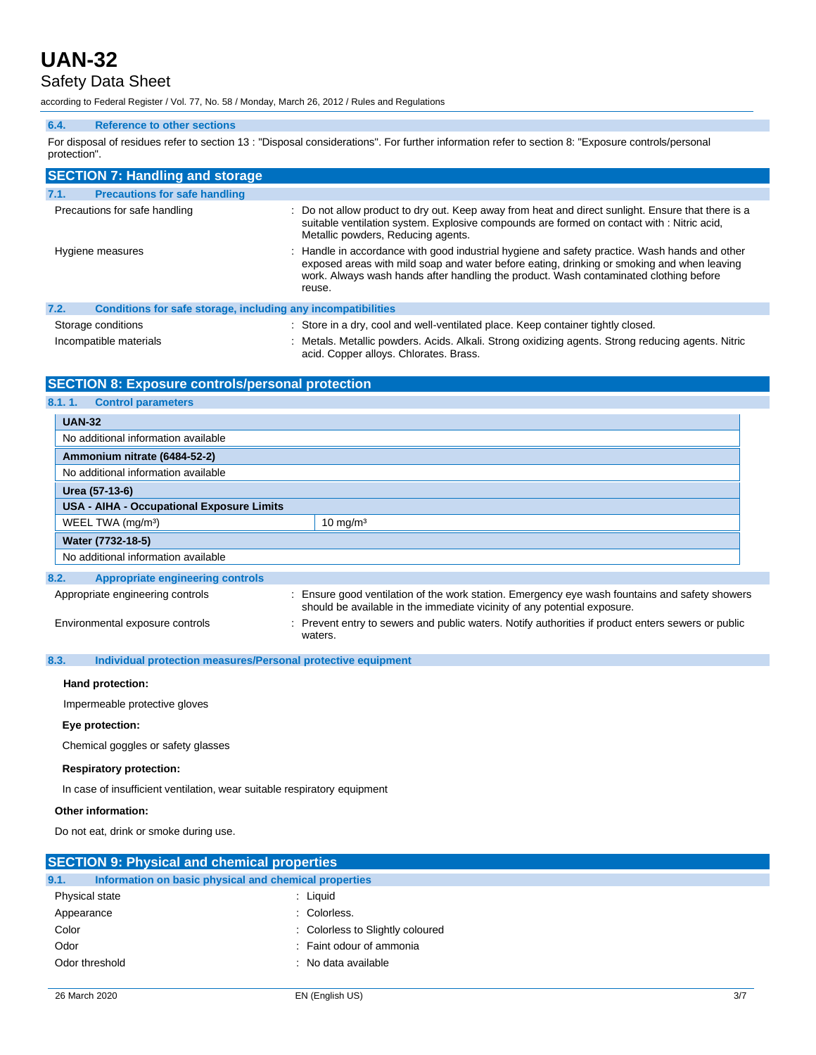### 6.4. Reference to other sections

For disposal of residues refer to section 13 : "Disposal considerations". For further information refer to section 8: "Exposure controls/personal protection".

## SECTION 7: Handling and storage

### 7.1. Precautions for safe handling

| | |
|---|---|
| Precautions for safe handling | : Do not allow product to dry out. Keep away from heat and direct sunlight. Ensure that there is a suitable ventilation system. Explosive compounds are formed on contact with : Nitric acid, Metallic powders, Reducing agents. |
| Hygiene measures | : Handle in accordance with good industrial hygiene and safety practice. Wash hands and other exposed areas with mild soap and water before eating, drinking or smoking and when leaving work. Always wash hands after handling the product. Wash contaminated clothing before reuse. |

### 7.2. Conditions for safe storage, including any incompatibilities

| | |
|---|---|
| Storage conditions | : Store in a dry, cool and well-ventilated place. Keep container tightly closed. |
| Incompatible materials | : Metals. Metallic powders. Acids. Alkali. Strong oxidizing agents. Strong reducing agents. Nitric acid. Copper alloys. Chlorates. Brass. |

## SECTION 8: Exposure controls/personal protection

### 8.1. 1. Control parameters

| | |
|---|---|
| **UAN-32** | |
| No additional information available | |
| **Ammonium nitrate (6484-52-2)** | |
| No additional information available | |
| **Urea (57-13-6)** | |
| **USA - AIHA - Occupational Exposure Limits** | |
| WEEL TWA (mg/m³) | 10 mg/m³ |
| **Water (7732-18-5)** | |
| No additional information available | |

### 8.2. Appropriate engineering controls

| | |
|---|---|
| Appropriate engineering controls | : Ensure good ventilation of the work station. Emergency eye wash fountains and safety showers should be available in the immediate vicinity of any potential exposure. |
| Environmental exposure controls | : Prevent entry to sewers and public waters. Notify authorities if product enters sewers or public waters. |

### 8.3. Individual protection measures/Personal protective equipment

**Hand protection:**

Impermeable protective gloves

**Eye protection:**

Chemical goggles or safety glasses

**Respiratory protection:**

In case of insufficient ventilation, wear suitable respiratory equipment

**Other information:**

Do not eat, drink or smoke during use.

## SECTION 9: Physical and chemical properties

### 9.1. Information on basic physical and chemical properties

| | |
|---|---|
| Physical state | : Liquid |
| Appearance | : Colorless. |
| Color | : Colorless to Slightly coloured |
| Odor | : Faint odour of ammonia |
| Odor threshold | : No data available |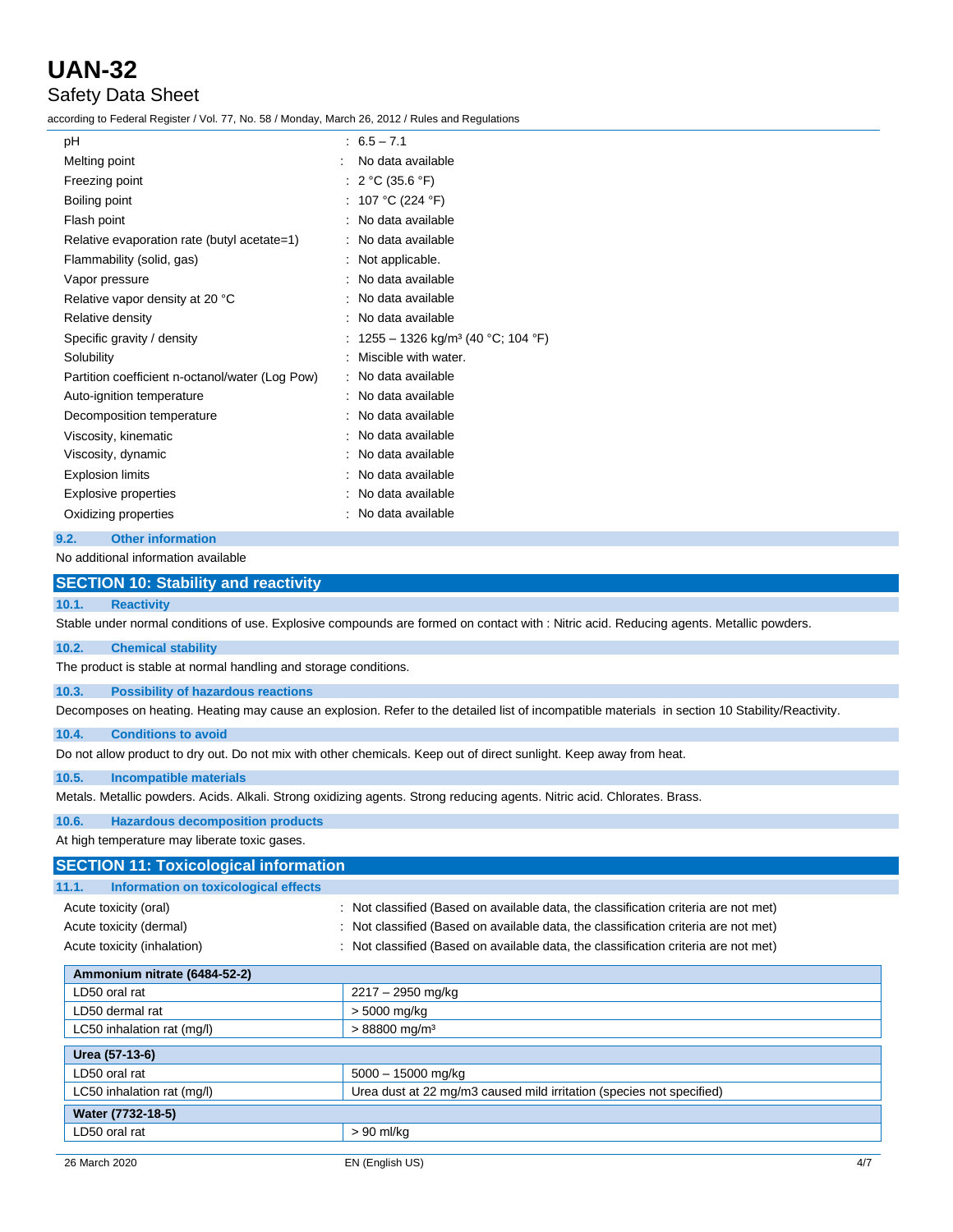| | |
|---|---|
| pH | : 6.5 – 7.1 |
| Melting point | : No data available |
| Freezing point | : 2 °C (35.6 °F) |
| Boiling point | : 107 °C (224 °F) |
| Flash point | : No data available |
| Relative evaporation rate (butyl acetate=1) | : No data available |
| Flammability (solid, gas) | : Not applicable. |
| Vapor pressure | : No data available |
| Relative vapor density at 20 °C | : No data available |
| Relative density | : No data available |
| Specific gravity / density | : 1255 – 1326 kg/m³ (40 °C; 104 °F) |
| Solubility | : Miscible with water. |
| Partition coefficient n-octanol/water (Log Pow) | : No data available |
| Auto-ignition temperature | : No data available |
| Decomposition temperature | : No data available |
| Viscosity, kinematic | : No data available |
| Viscosity, dynamic | : No data available |
| Explosion limits | : No data available |
| Explosive properties | : No data available |
| Oxidizing properties | : No data available |

### 9.2. Other information

No additional information available

## SECTION 10: Stability and reactivity

### 10.1. Reactivity

Stable under normal conditions of use. Explosive compounds are formed on contact with : Nitric acid. Reducing agents. Metallic powders.

### 10.2. Chemical stability

The product is stable at normal handling and storage conditions.

### 10.3. Possibility of hazardous reactions

Decomposes on heating. Heating may cause an explosion. Refer to the detailed list of incompatible materials in section 10 Stability/Reactivity.

### 10.4. Conditions to avoid

Do not allow product to dry out. Do not mix with other chemicals. Keep out of direct sunlight. Keep away from heat.

### 10.5. Incompatible materials

Metals. Metallic powders. Acids. Alkali. Strong oxidizing agents. Strong reducing agents. Nitric acid. Chlorates. Brass.

### 10.6. Hazardous decomposition products

At high temperature may liberate toxic gases.

## SECTION 11: Toxicological information

### 11.1. Information on toxicological effects

| | |
|---|---|
| Acute toxicity (oral) | : Not classified (Based on available data, the classification criteria are not met) |
| Acute toxicity (dermal) | : Not classified (Based on available data, the classification criteria are not met) |
| Acute toxicity (inhalation) | : Not classified (Based on available data, the classification criteria are not met) |

| **Ammonium nitrate (6484-52-2)** | |
|---|---|
| LD50 oral rat | 2217 – 2950 mg/kg |
| LD50 dermal rat | > 5000 mg/kg |
| LC50 inhalation rat (mg/l) | > 88800 mg/m³ |

| **Urea (57-13-6)** | |
|---|---|
| LD50 oral rat | 5000 – 15000 mg/kg |
| LC50 inhalation rat (mg/l) | Urea dust at 22 mg/m3 caused mild irritation (species not specified) |

| **Water (7732-18-5)** | |
|---|---|
| LD50 oral rat | > 90 ml/kg |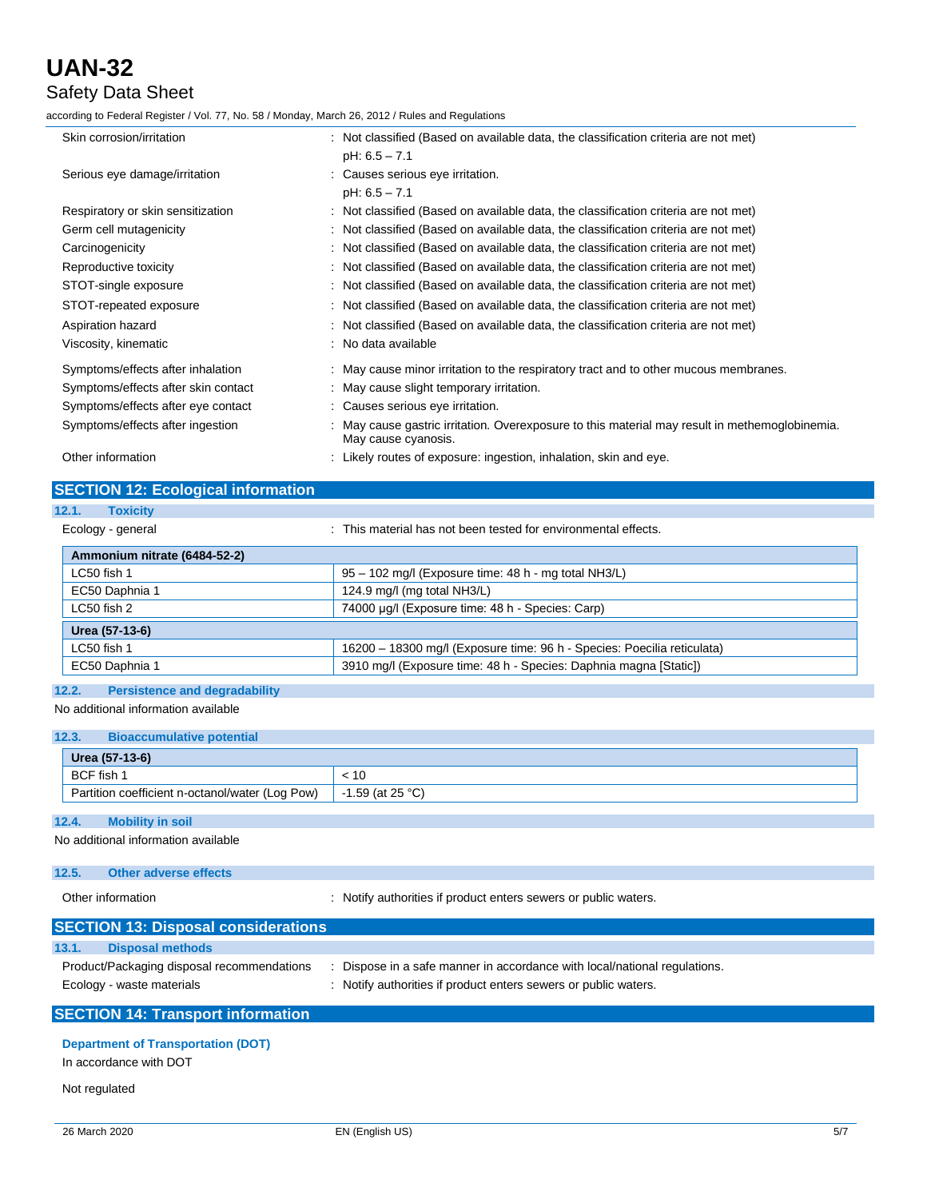| | |
|---|---|
| Skin corrosion/irritation | : Not classified (Based on available data, the classification criteria are not met)<br>pH: 6.5 – 7.1 |
| Serious eye damage/irritation | : Causes serious eye irritation.<br>pH: 6.5 – 7.1 |
| Respiratory or skin sensitization | : Not classified (Based on available data, the classification criteria are not met) |
| Germ cell mutagenicity | : Not classified (Based on available data, the classification criteria are not met) |
| Carcinogenicity | : Not classified (Based on available data, the classification criteria are not met) |
| Reproductive toxicity | : Not classified (Based on available data, the classification criteria are not met) |
| STOT-single exposure | : Not classified (Based on available data, the classification criteria are not met) |
| STOT-repeated exposure | : Not classified (Based on available data, the classification criteria are not met) |
| Aspiration hazard | : Not classified (Based on available data, the classification criteria are not met) |
| Viscosity, kinematic | : No data available |
| Symptoms/effects after inhalation | : May cause minor irritation to the respiratory tract and to other mucous membranes. |
| Symptoms/effects after skin contact | : May cause slight temporary irritation. |
| Symptoms/effects after eye contact | : Causes serious eye irritation. |
| Symptoms/effects after ingestion | : May cause gastric irritation. Overexposure to this material may result in methemoglobinemia. May cause cyanosis. |
| Other information | : Likely routes of exposure: ingestion, inhalation, skin and eye. |

## SECTION 12: Ecological information

### 12.1. Toxicity

Ecology - general : This material has not been tested for environmental effects.

| Ammonium nitrate (6484-52-2) | |
|---|---|
| LC50 fish 1 | 95 – 102 mg/l (Exposure time: 48 h - mg total NH3/L) |
| EC50 Daphnia 1 | 124.9 mg/l (mg total NH3/L) |
| LC50 fish 2 | 74000 µg/l (Exposure time: 48 h - Species: Carp) |
| **Urea (57-13-6)** | |
| LC50 fish 1 | 16200 – 18300 mg/l (Exposure time: 96 h - Species: Poecilia reticulata) |
| EC50 Daphnia 1 | 3910 mg/l (Exposure time: 48 h - Species: Daphnia magna [Static]) |

### 12.2. Persistence and degradability

No additional information available

### 12.3. Bioaccumulative potential

| Urea (57-13-6) | |
|---|---|
| BCF fish 1 | < 10 |
| Partition coefficient n-octanol/water (Log Pow) | -1.59 (at 25 °C) |

### 12.4. Mobility in soil

No additional information available

### 12.5. Other adverse effects

Other information : Notify authorities if product enters sewers or public waters.

## SECTION 13: Disposal considerations

### 13.1. Disposal methods

Product/Packaging disposal recommendations : Dispose in a safe manner in accordance with local/national regulations.

Ecology - waste materials : Notify authorities if product enters sewers or public waters.

## SECTION 14: Transport information

**Department of Transportation (DOT)**

In accordance with DOT

Not regulated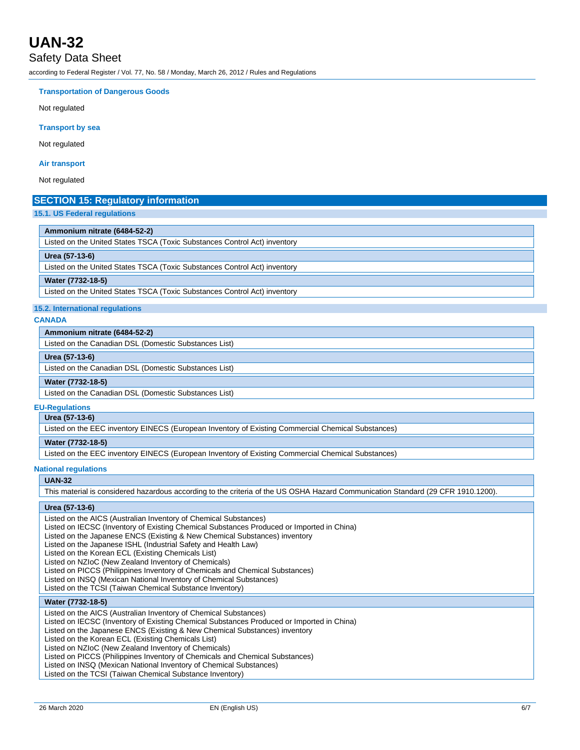#### Transportation of Dangerous Goods

Not regulated

#### Transport by sea

Not regulated

#### Air transport

Not regulated

## SECTION 15: Regulatory information

### 15.1. US Federal regulations

| Ammonium nitrate (6484-52-2) |
|---|
| Listed on the United States TSCA (Toxic Substances Control Act) inventory |

| Urea (57-13-6) |
|---|
| Listed on the United States TSCA (Toxic Substances Control Act) inventory |

| Water (7732-18-5) |
|---|
| Listed on the United States TSCA (Toxic Substances Control Act) inventory |

### 15.2. International regulations

#### CANADA

| Ammonium nitrate (6484-52-2) |
|---|
| Listed on the Canadian DSL (Domestic Substances List) |

| Urea (57-13-6) |
|---|
| Listed on the Canadian DSL (Domestic Substances List) |

| Water (7732-18-5) |
|---|
| Listed on the Canadian DSL (Domestic Substances List) |

#### EU-Regulations

| Urea (57-13-6) |
|---|
| Listed on the EEC inventory EINECS (European Inventory of Existing Commercial Chemical Substances) |

| Water (7732-18-5) |
|---|
| Listed on the EEC inventory EINECS (European Inventory of Existing Commercial Chemical Substances) |

#### National regulations

| UAN-32 |
|---|
| This material is considered hazardous according to the criteria of the US OSHA Hazard Communication Standard (29 CFR 1910.1200). |

| Urea (57-13-6) |
|---|
| Listed on the AICS (Australian Inventory of Chemical Substances)<br>Listed on IECSC (Inventory of Existing Chemical Substances Produced or Imported in China)<br>Listed on the Japanese ENCS (Existing & New Chemical Substances) inventory<br>Listed on the Japanese ISHL (Industrial Safety and Health Law)<br>Listed on the Korean ECL (Existing Chemicals List)<br>Listed on NZIoC (New Zealand Inventory of Chemicals)<br>Listed on PICCS (Philippines Inventory of Chemicals and Chemical Substances)<br>Listed on INSQ (Mexican National Inventory of Chemical Substances)<br>Listed on the TCSI (Taiwan Chemical Substance Inventory) |

| Water (7732-18-5) |
|---|
| Listed on the AICS (Australian Inventory of Chemical Substances)<br>Listed on IECSC (Inventory of Existing Chemical Substances Produced or Imported in China)<br>Listed on the Japanese ENCS (Existing & New Chemical Substances) inventory<br>Listed on the Korean ECL (Existing Chemicals List)<br>Listed on NZIoC (New Zealand Inventory of Chemicals)<br>Listed on PICCS (Philippines Inventory of Chemicals and Chemical Substances)<br>Listed on INSQ (Mexican National Inventory of Chemical Substances)<br>Listed on the TCSI (Taiwan Chemical Substance Inventory) |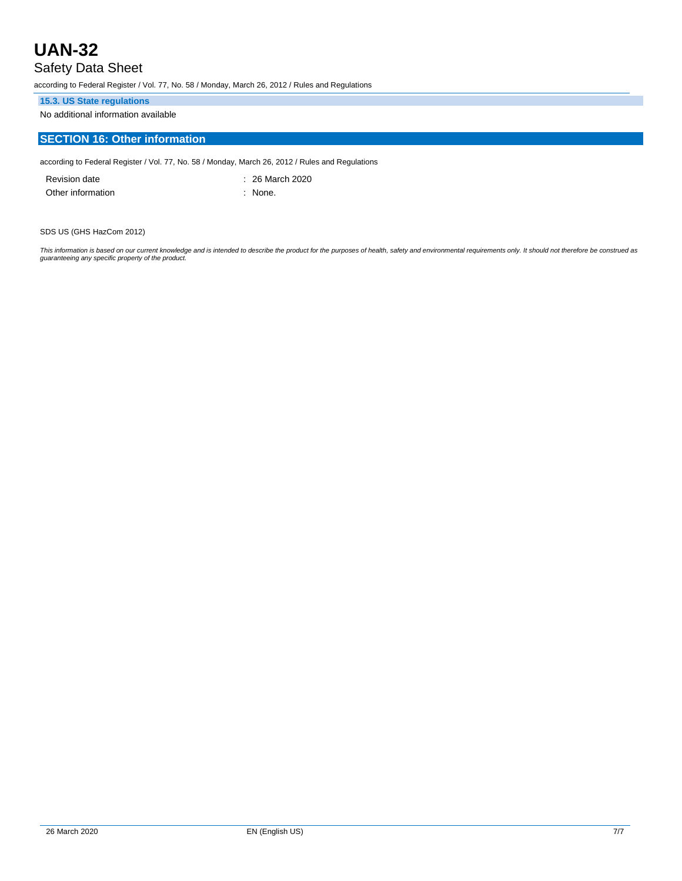### 15.3. US State regulations

No additional information available

## SECTION 16: Other information

according to Federal Register / Vol. 77, No. 58 / Monday, March 26, 2012 / Rules and Regulations

| | |
|---|---|
| Revision date | : 26 March 2020 |
| Other information | : None. |

SDS US (GHS HazCom 2012)

*This information is based on our current knowledge and is intended to describe the product for the purposes of health, safety and environmental requirements only. It should not therefore be construed as guaranteeing any specific property of the product.*